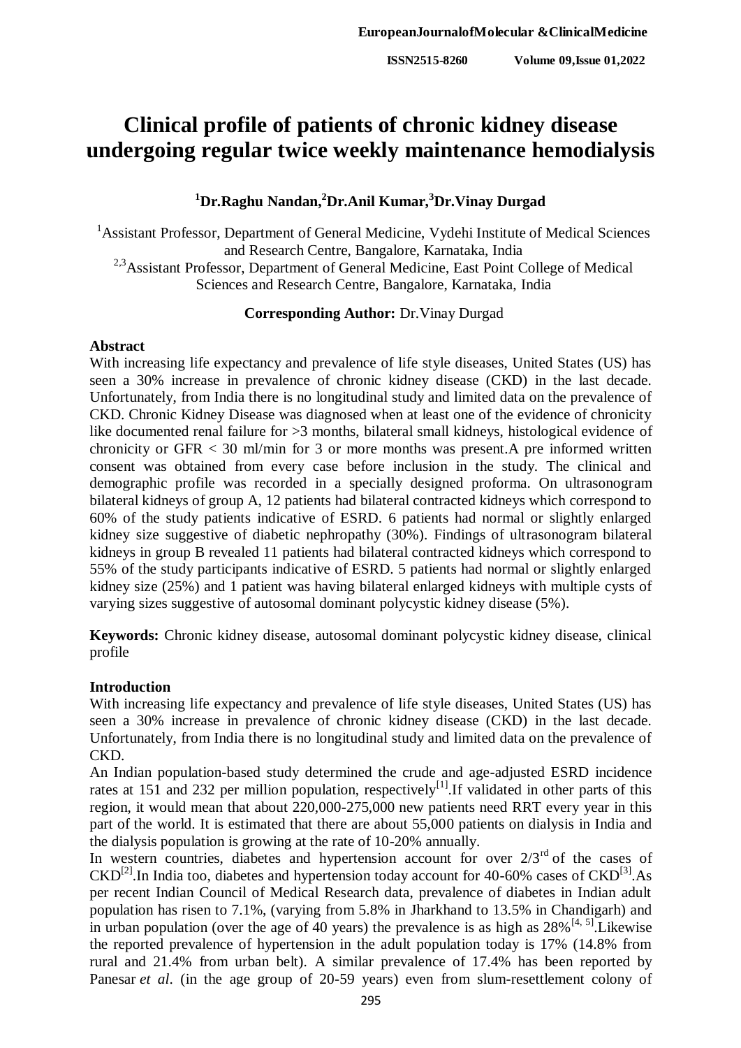# Clinical profile of patients of chronic kidney disease undergoing regular twice weekly maintenance hemodialysis

**[1]Dr.Raghu Nandan,[2]Dr.Anil Kumar,[3]Dr.Vinay Durgad**

[1]Assistant Professor, Department of General Medicine, Vydehi Institute of Medical Sciences and Research Centre, Bangalore, Karnataka, India

[2,3]Assistant Professor, Department of General Medicine, East Point College of Medical Sciences and Research Centre, Bangalore, Karnataka, India

**Corresponding Author:** Dr.Vinay Durgad

## Abstract

With increasing life expectancy and prevalence of life style diseases, United States (US) has seen a 30% increase in prevalence of chronic kidney disease (CKD) in the last decade. Unfortunately, from India there is no longitudinal study and limited data on the prevalence of CKD. Chronic Kidney Disease was diagnosed when at least one of the evidence of chronicity like documented renal failure for >3 months, bilateral small kidneys, histological evidence of chronicity or GFR < 30 ml/min for 3 or more months was present.A pre informed written consent was obtained from every case before inclusion in the study. The clinical and demographic profile was recorded in a specially designed proforma. On ultrasonogram bilateral kidneys of group A, 12 patients had bilateral contracted kidneys which correspond to 60% of the study patients indicative of ESRD. 6 patients had normal or slightly enlarged kidney size suggestive of diabetic nephropathy (30%). Findings of ultrasonogram bilateral kidneys in group B revealed 11 patients had bilateral contracted kidneys which correspond to 55% of the study participants indicative of ESRD. 5 patients had normal or slightly enlarged kidney size (25%) and 1 patient was having bilateral enlarged kidneys with multiple cysts of varying sizes suggestive of autosomal dominant polycystic kidney disease (5%).

**Keywords:** Chronic kidney disease, autosomal dominant polycystic kidney disease, clinical profile

## Introduction

With increasing life expectancy and prevalence of life style diseases, United States (US) has seen a 30% increase in prevalence of chronic kidney disease (CKD) in the last decade. Unfortunately, from India there is no longitudinal study and limited data on the prevalence of CKD.

An Indian population-based study determined the crude and age-adjusted ESRD incidence rates at 151 and 232 per million population, respectively[1].If validated in other parts of this region, it would mean that about 220,000-275,000 new patients need RRT every year in this part of the world. It is estimated that there are about 55,000 patients on dialysis in India and the dialysis population is growing at the rate of 10-20% annually.

In western countries, diabetes and hypertension account for over 2/3rd of the cases of CKD[2].In India too, diabetes and hypertension today account for 40-60% cases of CKD[3].As per recent Indian Council of Medical Research data, prevalence of diabetes in Indian adult population has risen to 7.1%, (varying from 5.8% in Jharkhand to 13.5% in Chandigarh) and in urban population (over the age of 40 years) the prevalence is as high as 28%[4, 5].Likewise the reported prevalence of hypertension in the adult population today is 17% (14.8% from rural and 21.4% from urban belt). A similar prevalence of 17.4% has been reported by Panesar *et al*. (in the age group of 20-59 years) even from slum-resettlement colony of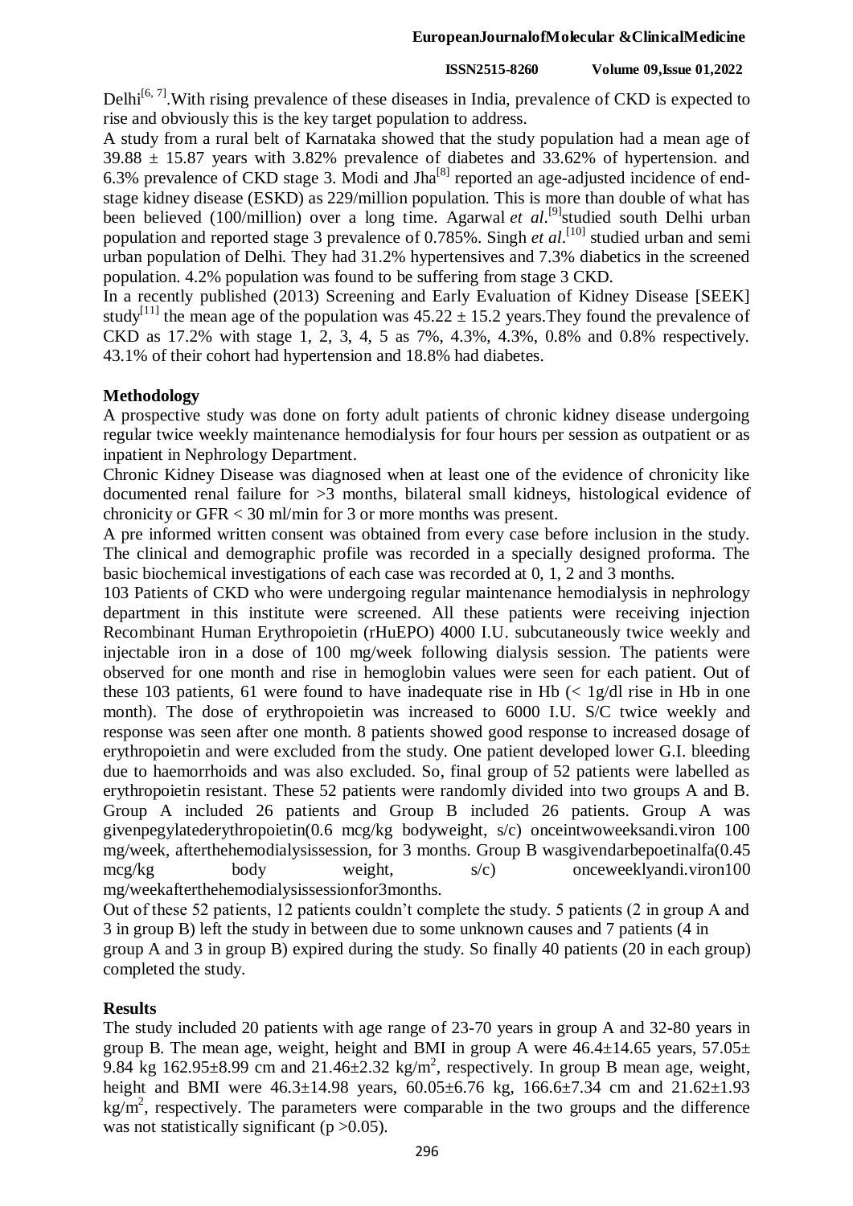Delhi[6, 7].With rising prevalence of these diseases in India, prevalence of CKD is expected to rise and obviously this is the key target population to address.

A study from a rural belt of Karnataka showed that the study population had a mean age of 39.88 ± 15.87 years with 3.82% prevalence of diabetes and 33.62% of hypertension. and 6.3% prevalence of CKD stage 3. Modi and Jha[8] reported an age-adjusted incidence of end-stage kidney disease (ESKD) as 229/million population. This is more than double of what has been believed (100/million) over a long time. Agarwal *et al*.[9]studied south Delhi urban population and reported stage 3 prevalence of 0.785%. Singh *et al*.[10] studied urban and semi urban population of Delhi. They had 31.2% hypertensives and 7.3% diabetics in the screened population. 4.2% population was found to be suffering from stage 3 CKD.

In a recently published (2013) Screening and Early Evaluation of Kidney Disease [SEEK] study[11] the mean age of the population was 45.22 ± 15.2 years.They found the prevalence of CKD as 17.2% with stage 1, 2, 3, 4, 5 as 7%, 4.3%, 4.3%, 0.8% and 0.8% respectively. 43.1% of their cohort had hypertension and 18.8% had diabetes.

## Methodology

A prospective study was done on forty adult patients of chronic kidney disease undergoing regular twice weekly maintenance hemodialysis for four hours per session as outpatient or as inpatient in Nephrology Department.

Chronic Kidney Disease was diagnosed when at least one of the evidence of chronicity like documented renal failure for >3 months, bilateral small kidneys, histological evidence of chronicity or GFR < 30 ml/min for 3 or more months was present.

A pre informed written consent was obtained from every case before inclusion in the study. The clinical and demographic profile was recorded in a specially designed proforma. The basic biochemical investigations of each case was recorded at 0, 1, 2 and 3 months.

103 Patients of CKD who were undergoing regular maintenance hemodialysis in nephrology department in this institute were screened. All these patients were receiving injection Recombinant Human Erythropoietin (rHuEPO) 4000 I.U. subcutaneously twice weekly and injectable iron in a dose of 100 mg/week following dialysis session. The patients were observed for one month and rise in hemoglobin values were seen for each patient. Out of these 103 patients, 61 were found to have inadequate rise in Hb (< 1g/dl rise in Hb in one month). The dose of erythropoietin was increased to 6000 I.U. S/C twice weekly and response was seen after one month. 8 patients showed good response to increased dosage of erythropoietin and were excluded from the study. One patient developed lower G.I. bleeding due to haemorrhoids and was also excluded. So, final group of 52 patients were labelled as erythropoietin resistant. These 52 patients were randomly divided into two groups A and B. Group A included 26 patients and Group B included 26 patients. Group A was givenpegylatederythropoietin(0.6 mcg/kg bodyweight, s/c) onceintwoweeksandi.viron 100 mg/week, afterthehemodialysissession, for 3 months. Group B wasgivendarbepoetinalfa(0.45 mcg/kg body weight, s/c) onceweeklyandi.viron100 mg/weekafterthehemodialysissessionfor3months.

Out of these 52 patients, 12 patients couldn't complete the study. 5 patients (2 in group A and 3 in group B) left the study in between due to some unknown causes and 7 patients (4 in group A and 3 in group B) expired during the study. So finally 40 patients (20 in each group) completed the study.

## Results

The study included 20 patients with age range of 23-70 years in group A and 32-80 years in group B. The mean age, weight, height and BMI in group A were 46.4±14.65 years, 57.05± 9.84 kg 162.95±8.99 cm and 21.46±2.32 kg/m$^2$, respectively. In group B mean age, weight, height and BMI were 46.3±14.98 years, 60.05±6.76 kg, 166.6±7.34 cm and 21.62±1.93 kg/m$^2$, respectively. The parameters were comparable in the two groups and the difference was not statistically significant ($p > 0.05$).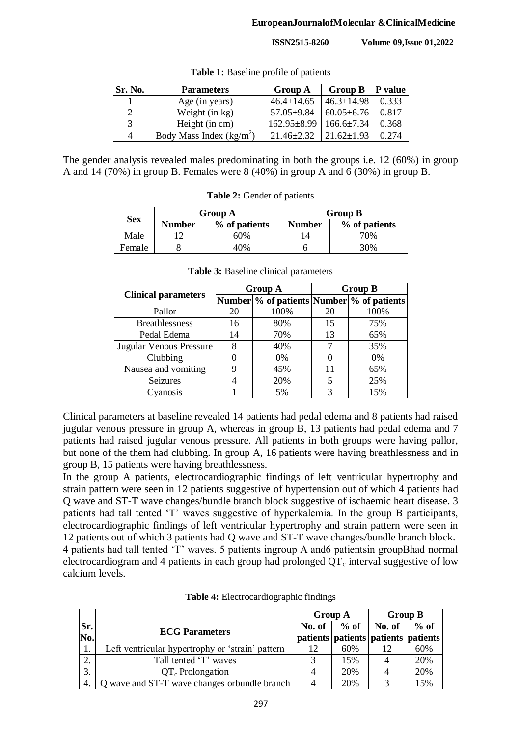**Table 1:** Baseline profile of patients

| Sr. No. | Parameters | Group A | Group B | P value |
|---|---|---|---|---|
| 1 | Age (in years) | 46.4±14.65 | 46.3±14.98 | 0.333 |
| 2 | Weight (in kg) | 57.05±9.84 | 60.05±6.76 | 0.817 |
| 3 | Height (in cm) | 162.95±8.99 | 166.6±7.34 | 0.368 |
| 4 | Body Mass Index ($kg/m^2$) | 21.46±2.32 | 21.62±1.93 | 0.274 |

The gender analysis revealed males predominating in both the groups i.e. 12 (60%) in group A and 14 (70%) in group B. Females were 8 (40%) in group A and 6 (30%) in group B.

**Table 2:** Gender of patients

| Sex | Group A | | Group B | |
|---|---|---|---|---|
| | Number | % of patients | Number | % of patients |
| Male | 12 | 60% | 14 | 70% |
| Female | 8 | 40% | 6 | 30% |

**Table 3:** Baseline clinical parameters

| Clinical parameters | Group A | | Group B | |
|---|---|---|---|---|
| | Number | % of patients | Number | % of patients |
| Pallor | 20 | 100% | 20 | 100% |
| Breathlessness | 16 | 80% | 15 | 75% |
| Pedal Edema | 14 | 70% | 13 | 65% |
| Jugular Venous Pressure | 8 | 40% | 7 | 35% |
| Clubbing | 0 | 0% | 0 | 0% |
| Nausea and vomiting | 9 | 45% | 11 | 65% |
| Seizures | 4 | 20% | 5 | 25% |
| Cyanosis | 1 | 5% | 3 | 15% |

Clinical parameters at baseline revealed 14 patients had pedal edema and 8 patients had raised jugular venous pressure in group A, whereas in group B, 13 patients had pedal edema and 7 patients had raised jugular venous pressure. All patients in both groups were having pallor, but none of the them had clubbing. In group A, 16 patients were having breathlessness and in group B, 15 patients were having breathlessness.

In the group A patients, electrocardiographic findings of left ventricular hypertrophy and strain pattern were seen in 12 patients suggestive of hypertension out of which 4 patients had Q wave and ST-T wave changes/bundle branch block suggestive of ischaemic heart disease. 3 patients had tall tented 'T' waves suggestive of hyperkalemia. In the group B participants, electrocardiographic findings of left ventricular hypertrophy and strain pattern were seen in 12 patients out of which 3 patients had Q wave and ST-T wave changes/bundle branch block. 4 patients had tall tented 'T' waves. 5 patients ingroup A and6 patientsin groupBhad normal electrocardiogram and 4 patients in each group had prolonged $QT_c$ interval suggestive of low calcium levels.

**Table 4:** Electrocardiographic findings

| Sr. No. | ECG Parameters | Group A | | Group B | |
|---|---|---|---|---|---|
| | | No. of patients | % of patients | No. of patients | % of patients |
| 1. | Left ventricular hypertrophy or 'strain' pattern | 12 | 60% | 12 | 60% |
| 2. | Tall tented 'T' waves | 3 | 15% | 4 | 20% |
| 3. | $QT_c$ Prolongation | 4 | 20% | 4 | 20% |
| 4. | Q wave and ST-T wave changes orbundle branch | 4 | 20% | 3 | 15% |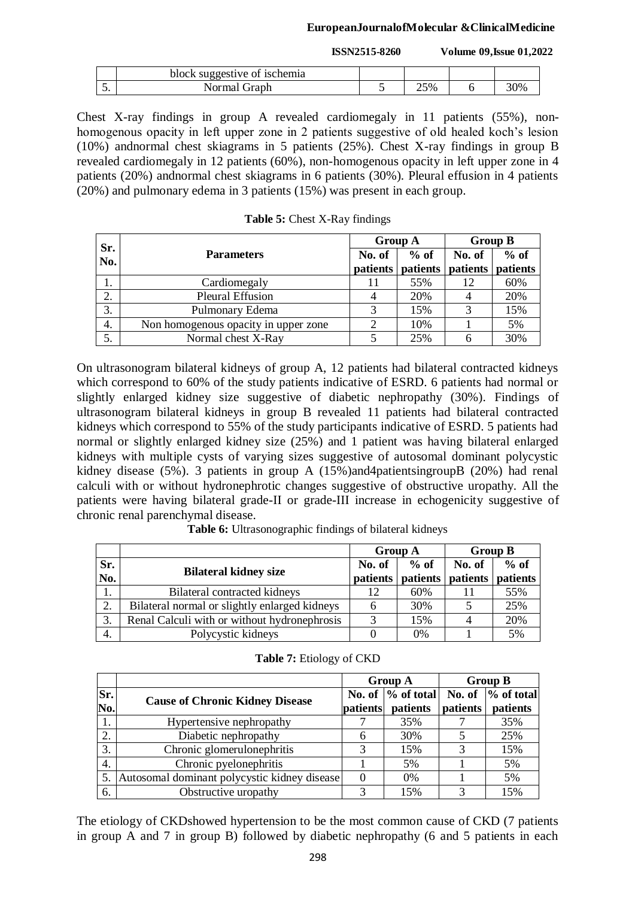|  | block suggestive of ischemia |  |  |  |  |
|---|---|---|---|---|---|
| 5. | Normal Graph | 5 | 25% | 6 | 30% |

Chest X-ray findings in group A revealed cardiomegaly in 11 patients (55%), non-homogenous opacity in left upper zone in 2 patients suggestive of old healed koch's lesion (10%) andnormal chest skiagrams in 5 patients (25%). Chest X-ray findings in group B revealed cardiomegaly in 12 patients (60%), non-homogenous opacity in left upper zone in 4 patients (20%) andnormal chest skiagrams in 6 patients (30%). Pleural effusion in 4 patients (20%) and pulmonary edema in 3 patients (15%) was present in each group.

**Table 5:** Chest X-Ray findings

| Sr. No. | Parameters | Group A |  | Group B |  |
|---|---|---|---|---|---|
|  |  | No. of patients | % of patients | No. of patients | % of patients |
| 1. | Cardiomegaly | 11 | 55% | 12 | 60% |
| 2. | Pleural Effusion | 4 | 20% | 4 | 20% |
| 3. | Pulmonary Edema | 3 | 15% | 3 | 15% |
| 4. | Non homogenous opacity in upper zone | 2 | 10% | 1 | 5% |
| 5. | Normal chest X-Ray | 5 | 25% | 6 | 30% |

On ultrasonogram bilateral kidneys of group A, 12 patients had bilateral contracted kidneys which correspond to 60% of the study patients indicative of ESRD. 6 patients had normal or slightly enlarged kidney size suggestive of diabetic nephropathy (30%). Findings of ultrasonogram bilateral kidneys in group B revealed 11 patients had bilateral contracted kidneys which correspond to 55% of the study participants indicative of ESRD. 5 patients had normal or slightly enlarged kidney size (25%) and 1 patient was having bilateral enlarged kidneys with multiple cysts of varying sizes suggestive of autosomal dominant polycystic kidney disease (5%). 3 patients in group A (15%)and4patientsingroupB (20%) had renal calculi with or without hydronephrotic changes suggestive of obstructive uropathy. All the patients were having bilateral grade-II or grade-III increase in echogenicity suggestive of chronic renal parenchymal disease.

**Table 6:** Ultrasonographic findings of bilateral kidneys

| Sr. No. | Bilateral kidney size | Group A |  | Group B |  |
|---|---|---|---|---|---|
|  |  | No. of patients | % of patients | No. of patients | % of patients |
| 1. | Bilateral contracted kidneys | 12 | 60% | 11 | 55% |
| 2. | Bilateral normal or slightly enlarged kidneys | 6 | 30% | 5 | 25% |
| 3. | Renal Calculi with or without hydronephrosis | 3 | 15% | 4 | 20% |
| 4. | Polycystic kidneys | 0 | 0% | 1 | 5% |

**Table 7:** Etiology of CKD

| Sr. No. | Cause of Chronic Kidney Disease | Group A |  | Group B |  |
|---|---|---|---|---|---|
|  |  | No. of patients | % of total patients | No. of patients | % of total patients |
| 1. | Hypertensive nephropathy | 7 | 35% | 7 | 35% |
| 2. | Diabetic nephropathy | 6 | 30% | 5 | 25% |
| 3. | Chronic glomerulonephritis | 3 | 15% | 3 | 15% |
| 4. | Chronic pyelonephritis | 1 | 5% | 1 | 5% |
| 5. | Autosomal dominant polycystic kidney disease | 0 | 0% | 1 | 5% |
| 6. | Obstructive uropathy | 3 | 15% | 3 | 15% |

The etiology of CKDshowed hypertension to be the most common cause of CKD (7 patients in group A and 7 in group B) followed by diabetic nephropathy (6 and 5 patients in each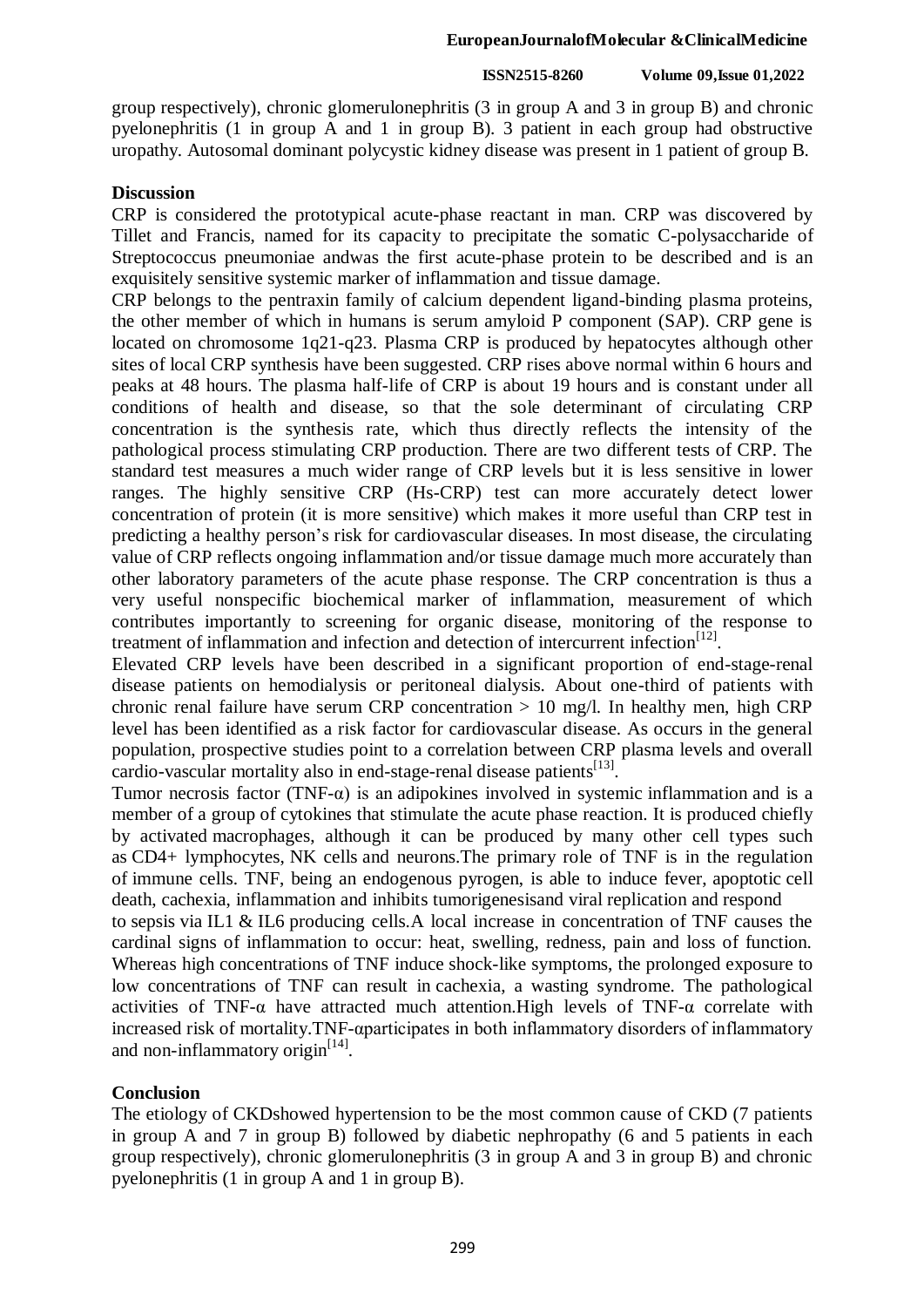group respectively), chronic glomerulonephritis (3 in group A and 3 in group B) and chronic pyelonephritis (1 in group A and 1 in group B). 3 patient in each group had obstructive uropathy. Autosomal dominant polycystic kidney disease was present in 1 patient of group B.

## Discussion

CRP is considered the prototypical acute-phase reactant in man. CRP was discovered by Tillet and Francis, named for its capacity to precipitate the somatic C-polysaccharide of Streptococcus pneumoniae andwas the first acute-phase protein to be described and is an exquisitely sensitive systemic marker of inflammation and tissue damage.

CRP belongs to the pentraxin family of calcium dependent ligand-binding plasma proteins, the other member of which in humans is serum amyloid P component (SAP). CRP gene is located on chromosome 1q21-q23. Plasma CRP is produced by hepatocytes although other sites of local CRP synthesis have been suggested. CRP rises above normal within 6 hours and peaks at 48 hours. The plasma half-life of CRP is about 19 hours and is constant under all conditions of health and disease, so that the sole determinant of circulating CRP concentration is the synthesis rate, which thus directly reflects the intensity of the pathological process stimulating CRP production. There are two different tests of CRP. The standard test measures a much wider range of CRP levels but it is less sensitive in lower ranges. The highly sensitive CRP (Hs-CRP) test can more accurately detect lower concentration of protein (it is more sensitive) which makes it more useful than CRP test in predicting a healthy person's risk for cardiovascular diseases. In most disease, the circulating value of CRP reflects ongoing inflammation and/or tissue damage much more accurately than other laboratory parameters of the acute phase response. The CRP concentration is thus a very useful nonspecific biochemical marker of inflammation, measurement of which contributes importantly to screening for organic disease, monitoring of the response to treatment of inflammation and infection and detection of intercurrent infection[12].

Elevated CRP levels have been described in a significant proportion of end-stage-renal disease patients on hemodialysis or peritoneal dialysis. About one-third of patients with chronic renal failure have serum CRP concentration > 10 mg/l. In healthy men, high CRP level has been identified as a risk factor for cardiovascular disease. As occurs in the general population, prospective studies point to a correlation between CRP plasma levels and overall cardio-vascular mortality also in end-stage-renal disease patients[13].

Tumor necrosis factor (TNF-α) is an adipokines involved in systemic inflammation and is a member of a group of cytokines that stimulate the acute phase reaction. It is produced chiefly by activated macrophages, although it can be produced by many other cell types such as CD4+ lymphocytes, NK cells and neurons.The primary role of TNF is in the regulation of immune cells. TNF, being an endogenous pyrogen, is able to induce fever, apoptotic cell death, cachexia, inflammation and inhibits tumorigenesisand viral replication and respond to sepsis via IL1 & IL6 producing cells.A local increase in concentration of TNF causes the cardinal signs of inflammation to occur: heat, swelling, redness, pain and loss of function. Whereas high concentrations of TNF induce shock-like symptoms, the prolonged exposure to low concentrations of TNF can result in cachexia, a wasting syndrome. The pathological activities of TNF-α have attracted much attention.High levels of TNF-α correlate with increased risk of mortality.TNF-αparticipates in both inflammatory disorders of inflammatory and non-inflammatory origin[14].

## Conclusion

The etiology of CKDshowed hypertension to be the most common cause of CKD (7 patients in group A and 7 in group B) followed by diabetic nephropathy (6 and 5 patients in each group respectively), chronic glomerulonephritis (3 in group A and 3 in group B) and chronic pyelonephritis (1 in group A and 1 in group B).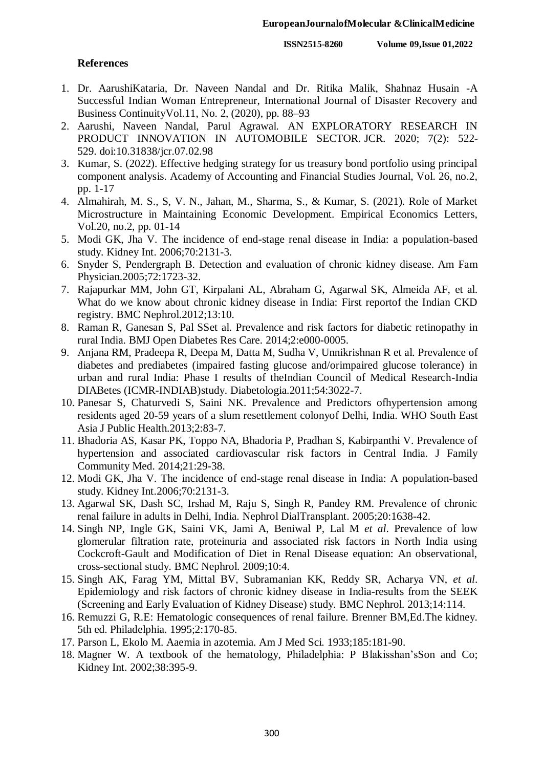## References

1. Dr. AarushiKataria, Dr. Naveen Nandal and Dr. Ritika Malik, Shahnaz Husain -A Successful Indian Woman Entrepreneur, International Journal of Disaster Recovery and Business ContinuityVol.11, No. 2, (2020), pp. 88–93
2. Aarushi, Naveen Nandal, Parul Agrawal. AN EXPLORATORY RESEARCH IN PRODUCT INNOVATION IN AUTOMOBILE SECTOR. JCR. 2020; 7(2): 522-529. doi:10.31838/jcr.07.02.98
3. Kumar, S. (2022). Effective hedging strategy for us treasury bond portfolio using principal component analysis. Academy of Accounting and Financial Studies Journal, Vol. 26, no.2, pp. 1-17
4. Almahirah, M. S., S, V. N., Jahan, M., Sharma, S., & Kumar, S. (2021). Role of Market Microstructure in Maintaining Economic Development. Empirical Economics Letters, Vol.20, no.2, pp. 01-14
5. Modi GK, Jha V. The incidence of end-stage renal disease in India: a population-based study. Kidney Int. 2006;70:2131-3.
6. Snyder S, Pendergraph B. Detection and evaluation of chronic kidney disease. Am Fam Physician.2005;72:1723-32.
7. Rajapurkar MM, John GT, Kirpalani AL, Abraham G, Agarwal SK, Almeida AF, et al. What do we know about chronic kidney disease in India: First reportof the Indian CKD registry. BMC Nephrol.2012;13:10.
8. Raman R, Ganesan S, Pal SSet al. Prevalence and risk factors for diabetic retinopathy in rural India. BMJ Open Diabetes Res Care. 2014;2:e000-0005.
9. Anjana RM, Pradeepa R, Deepa M, Datta M, Sudha V, Unnikrishnan R et al. Prevalence of diabetes and prediabetes (impaired fasting glucose and/orimpaired glucose tolerance) in urban and rural India: Phase I results of theIndian Council of Medical Research-India DIABetes (ICMR-INDIAB)study. Diabetologia.2011;54:3022-7.
10. Panesar S, Chaturvedi S, Saini NK. Prevalence and Predictors ofhypertension among residents aged 20-59 years of a slum resettlement colonyof Delhi, India. WHO South East Asia J Public Health.2013;2:83-7.
11. Bhadoria AS, Kasar PK, Toppo NA, Bhadoria P, Pradhan S, Kabirpanthi V. Prevalence of hypertension and associated cardiovascular risk factors in Central India. J Family Community Med. 2014;21:29-38.
12. Modi GK, Jha V. The incidence of end-stage renal disease in India: A population-based study. Kidney Int.2006;70:2131-3.
13. Agarwal SK, Dash SC, Irshad M, Raju S, Singh R, Pandey RM. Prevalence of chronic renal failure in adults in Delhi, India. Nephrol DialTransplant. 2005;20:1638-42.
14. Singh NP, Ingle GK, Saini VK, Jami A, Beniwal P, Lal M *et al*. Prevalence of low glomerular filtration rate, proteinuria and associated risk factors in North India using Cockcroft-Gault and Modification of Diet in Renal Disease equation: An observational, cross-sectional study. BMC Nephrol. 2009;10:4.
15. Singh AK, Farag YM, Mittal BV, Subramanian KK, Reddy SR, Acharya VN, *et al*. Epidemiology and risk factors of chronic kidney disease in India-results from the SEEK (Screening and Early Evaluation of Kidney Disease) study. BMC Nephrol. 2013;14:114.
16. Remuzzi G, R.E: Hematologic consequences of renal failure. Brenner BM,Ed.The kidney. 5th ed. Philadelphia. 1995;2:170-85.
17. Parson L, Ekolo M. Aaemia in azotemia. Am J Med Sci. 1933;185:181-90.
18. Magner W. A textbook of the hematology, Philadelphia: P Blakisshan'sSon and Co; Kidney Int. 2002;38:395-9.